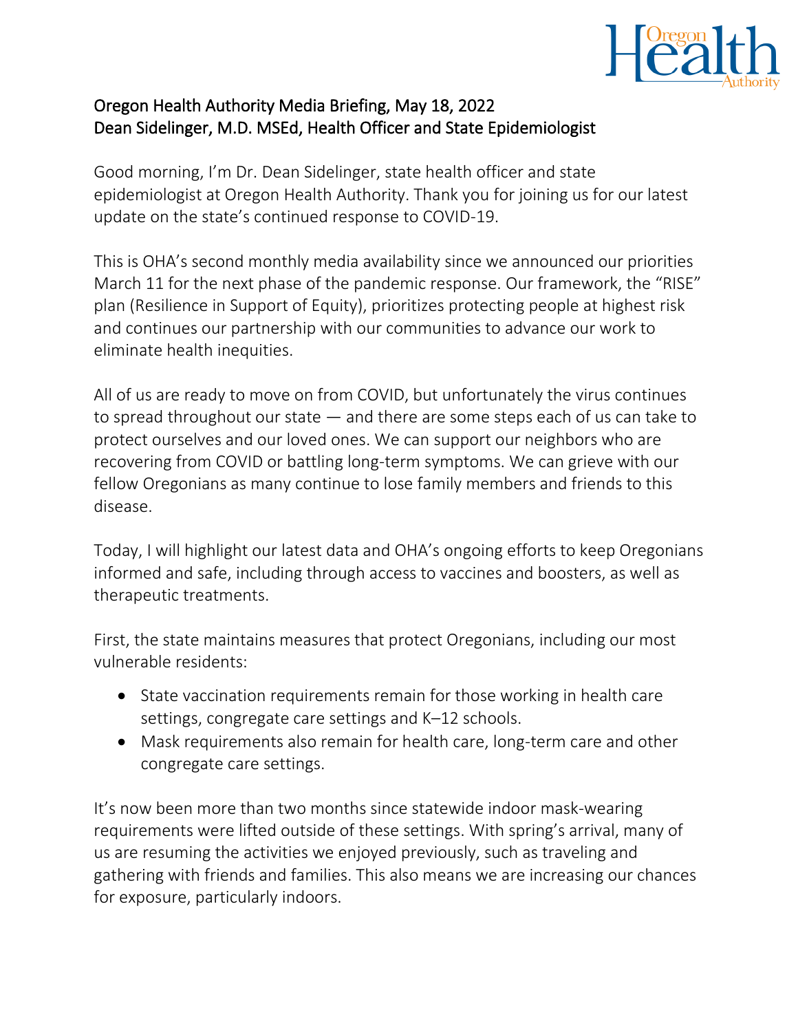**Oregon Health Authority Media Briefing, May 18, 2022**
**Dean Sidelinger, M.D. MSEd, Health Officer and State Epidemiologist**

Good morning, I'm Dr. Dean Sidelinger, state health officer and state epidemiologist at Oregon Health Authority. Thank you for joining us for our latest update on the state's continued response to COVID-19.

This is OHA's second monthly media availability since we announced our priorities March 11 for the next phase of the pandemic response. Our framework, the "RISE" plan (Resilience in Support of Equity), prioritizes protecting people at highest risk and continues our partnership with our communities to advance our work to eliminate health inequities.

All of us are ready to move on from COVID, but unfortunately the virus continues to spread throughout our state — and there are some steps each of us can take to protect ourselves and our loved ones. We can support our neighbors who are recovering from COVID or battling long-term symptoms. We can grieve with our fellow Oregonians as many continue to lose family members and friends to this disease.

Today, I will highlight our latest data and OHA's ongoing efforts to keep Oregonians informed and safe, including through access to vaccines and boosters, as well as therapeutic treatments.

First, the state maintains measures that protect Oregonians, including our most vulnerable residents:

- State vaccination requirements remain for those working in health care settings, congregate care settings and K–12 schools.
- Mask requirements also remain for health care, long-term care and other congregate care settings.

It's now been more than two months since statewide indoor mask-wearing requirements were lifted outside of these settings. With spring's arrival, many of us are resuming the activities we enjoyed previously, such as traveling and gathering with friends and families. This also means we are increasing our chances for exposure, particularly indoors.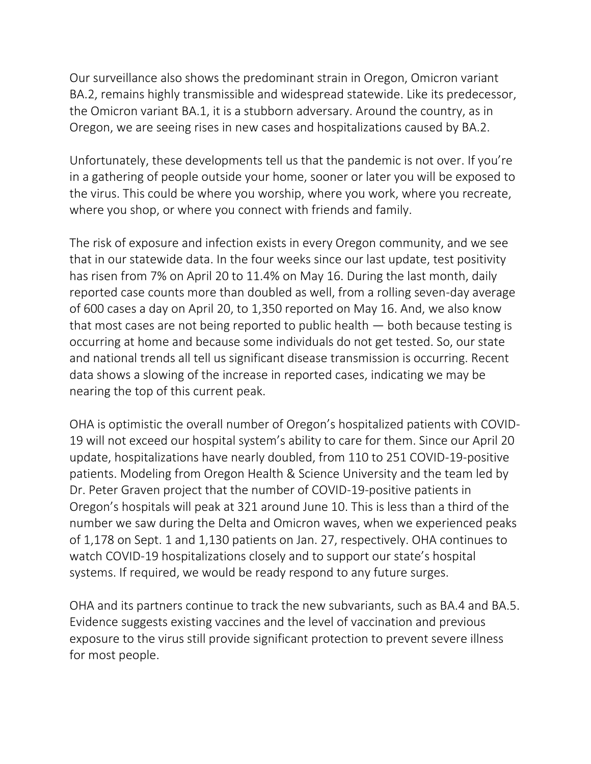Our surveillance also shows the predominant strain in Oregon, Omicron variant BA.2, remains highly transmissible and widespread statewide. Like its predecessor, the Omicron variant BA.1, it is a stubborn adversary. Around the country, as in Oregon, we are seeing rises in new cases and hospitalizations caused by BA.2.

Unfortunately, these developments tell us that the pandemic is not over. If you're in a gathering of people outside your home, sooner or later you will be exposed to the virus. This could be where you worship, where you work, where you recreate, where you shop, or where you connect with friends and family.

The risk of exposure and infection exists in every Oregon community, and we see that in our statewide data. In the four weeks since our last update, test positivity has risen from 7% on April 20 to 11.4% on May 16. During the last month, daily reported case counts more than doubled as well, from a rolling seven-day average of 600 cases a day on April 20, to 1,350 reported on May 16. And, we also know that most cases are not being reported to public health — both because testing is occurring at home and because some individuals do not get tested. So, our state and national trends all tell us significant disease transmission is occurring. Recent data shows a slowing of the increase in reported cases, indicating we may be nearing the top of this current peak.

OHA is optimistic the overall number of Oregon's hospitalized patients with COVID-19 will not exceed our hospital system's ability to care for them. Since our April 20 update, hospitalizations have nearly doubled, from 110 to 251 COVID-19-positive patients. Modeling from Oregon Health & Science University and the team led by Dr. Peter Graven project that the number of COVID-19-positive patients in Oregon's hospitals will peak at 321 around June 10. This is less than a third of the number we saw during the Delta and Omicron waves, when we experienced peaks of 1,178 on Sept. 1 and 1,130 patients on Jan. 27, respectively. OHA continues to watch COVID-19 hospitalizations closely and to support our state's hospital systems. If required, we would be ready respond to any future surges.

OHA and its partners continue to track the new subvariants, such as BA.4 and BA.5. Evidence suggests existing vaccines and the level of vaccination and previous exposure to the virus still provide significant protection to prevent severe illness for most people.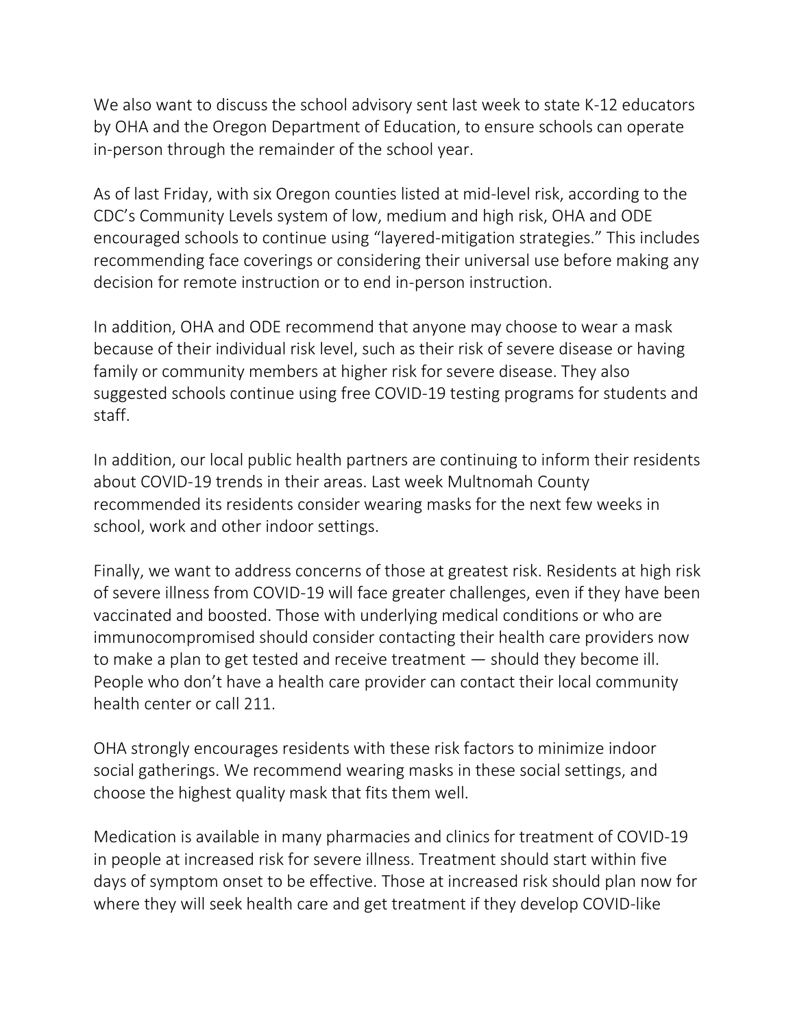We also want to discuss the school advisory sent last week to state K-12 educators by OHA and the Oregon Department of Education, to ensure schools can operate in-person through the remainder of the school year.

As of last Friday, with six Oregon counties listed at mid-level risk, according to the CDC's Community Levels system of low, medium and high risk, OHA and ODE encouraged schools to continue using "layered-mitigation strategies." This includes recommending face coverings or considering their universal use before making any decision for remote instruction or to end in-person instruction.

In addition, OHA and ODE recommend that anyone may choose to wear a mask because of their individual risk level, such as their risk of severe disease or having family or community members at higher risk for severe disease. They also suggested schools continue using free COVID-19 testing programs for students and staff.

In addition, our local public health partners are continuing to inform their residents about COVID-19 trends in their areas. Last week Multnomah County recommended its residents consider wearing masks for the next few weeks in school, work and other indoor settings.

Finally, we want to address concerns of those at greatest risk. Residents at high risk of severe illness from COVID-19 will face greater challenges, even if they have been vaccinated and boosted. Those with underlying medical conditions or who are immunocompromised should consider contacting their health care providers now to make a plan to get tested and receive treatment — should they become ill. People who don't have a health care provider can contact their local community health center or call 211.

OHA strongly encourages residents with these risk factors to minimize indoor social gatherings. We recommend wearing masks in these social settings, and choose the highest quality mask that fits them well.

Medication is available in many pharmacies and clinics for treatment of COVID-19 in people at increased risk for severe illness. Treatment should start within five days of symptom onset to be effective. Those at increased risk should plan now for where they will seek health care and get treatment if they develop COVID-like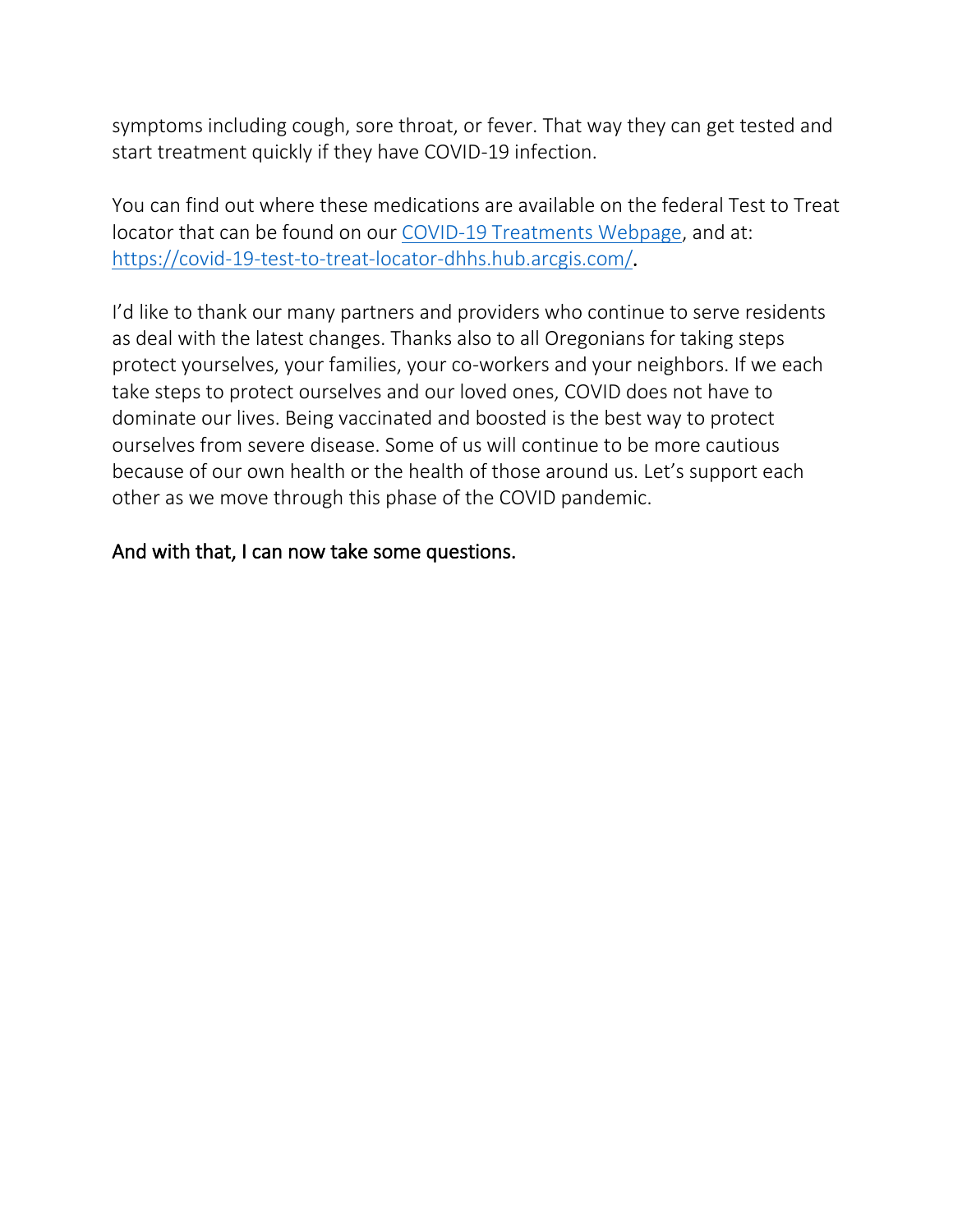symptoms including cough, sore throat, or fever. That way they can get tested and start treatment quickly if they have COVID-19 infection.

You can find out where these medications are available on the federal Test to Treat locator that can be found on our [COVID-19 Treatments Webpage](), and at: [https://covid-19-test-to-treat-locator-dhhs.hub.arcgis.com/](https://covid-19-test-to-treat-locator-dhhs.hub.arcgis.com/).

I'd like to thank our many partners and providers who continue to serve residents as deal with the latest changes. Thanks also to all Oregonians for taking steps protect yourselves, your families, your co-workers and your neighbors. If we each take steps to protect ourselves and our loved ones, COVID does not have to dominate our lives. Being vaccinated and boosted is the best way to protect ourselves from severe disease. Some of us will continue to be more cautious because of our own health or the health of those around us. Let's support each other as we move through this phase of the COVID pandemic.

And with that, I can now take some questions.